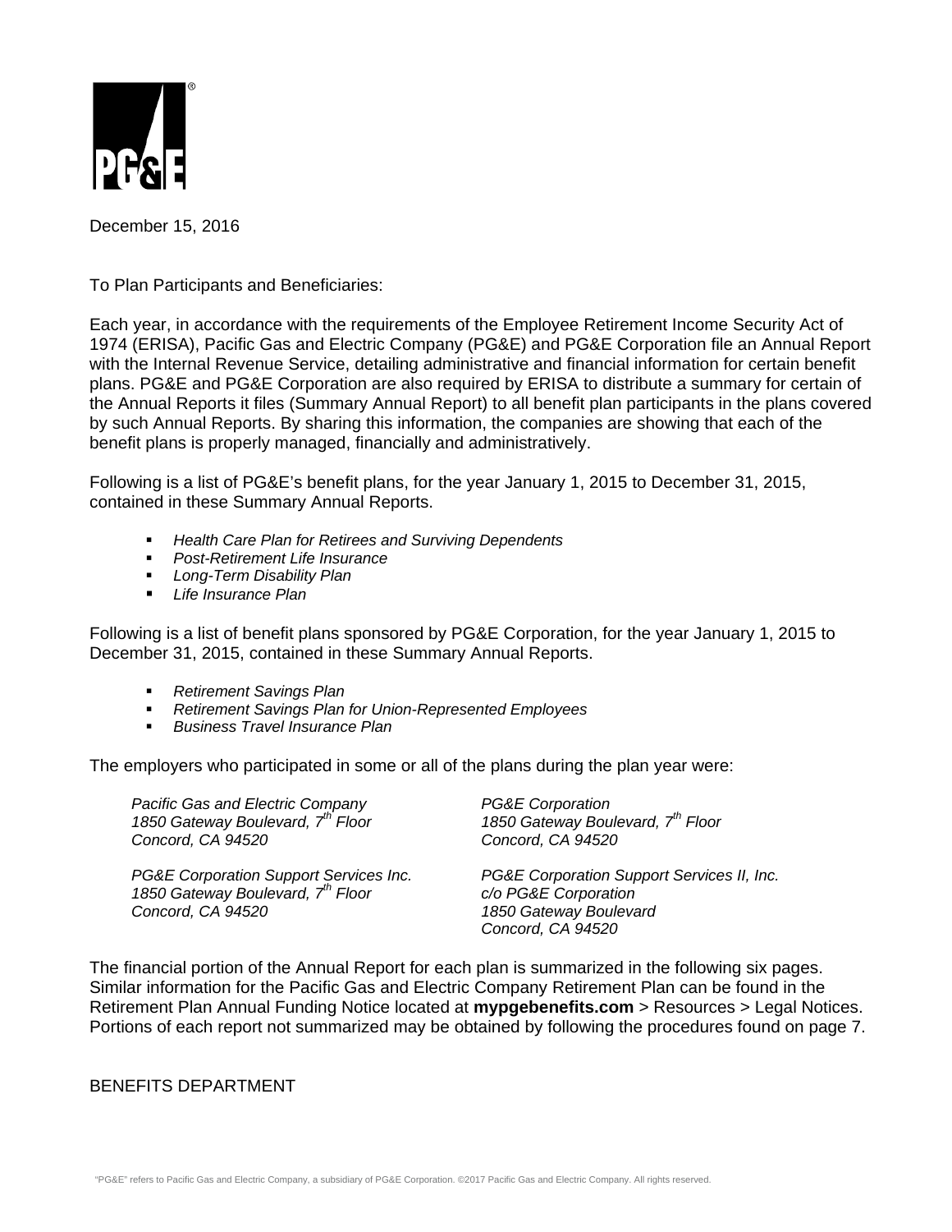December 15, 2016

To Plan Participants and Beneficiaries:

Each year, in accordance with the requirements of the Employee Retirement Income Security Act of 1974 (ERISA), Pacific Gas and Electric Company (PG&E) and PG&E Corporation file an Annual Report with the Internal Revenue Service, detailing administrative and financial information for certain benefit plans. PG&E and PG&E Corporation are also required by ERISA to distribute a summary for certain of the Annual Reports it files (Summary Annual Report) to all benefit plan participants in the plans covered by such Annual Reports. By sharing this information, the companies are showing that each of the benefit plans is properly managed, financially and administratively.

Following is a list of PG&E's benefit plans, for the year January 1, 2015 to December 31, 2015, contained in these Summary Annual Reports.

- *Health Care Plan for Retirees and Surviving Dependents*
- *Post-Retirement Life Insurance*
- *Long-Term Disability Plan*
- *Life Insurance Plan*

Following is a list of benefit plans sponsored by PG&E Corporation, for the year January 1, 2015 to December 31, 2015, contained in these Summary Annual Reports.

- *Retirement Savings Plan*
- *Retirement Savings Plan for Union-Represented Employees*
- *Business Travel Insurance Plan*

The employers who participated in some or all of the plans during the plan year were:

*Pacific Gas and Electric Company*
*1850 Gateway Boulevard, 7th Floor*
*Concord, CA 94520*

*PG&E Corporation*
*1850 Gateway Boulevard, 7th Floor*
*Concord, CA 94520*

*PG&E Corporation Support Services Inc.*
*1850 Gateway Boulevard, 7th Floor*
*Concord, CA 94520*

*PG&E Corporation Support Services II, Inc.*
*c/o PG&E Corporation*
*1850 Gateway Boulevard*
*Concord, CA 94520*

The financial portion of the Annual Report for each plan is summarized in the following six pages. Similar information for the Pacific Gas and Electric Company Retirement Plan can be found in the Retirement Plan Annual Funding Notice located at **mypgebenefits.com** > Resources > Legal Notices. Portions of each report not summarized may be obtained by following the procedures found on page 7.

BENEFITS DEPARTMENT

"PG&E" refers to Pacific Gas and Electric Company, a subsidiary of PG&E Corporation. ©2017 Pacific Gas and Electric Company. All rights reserved.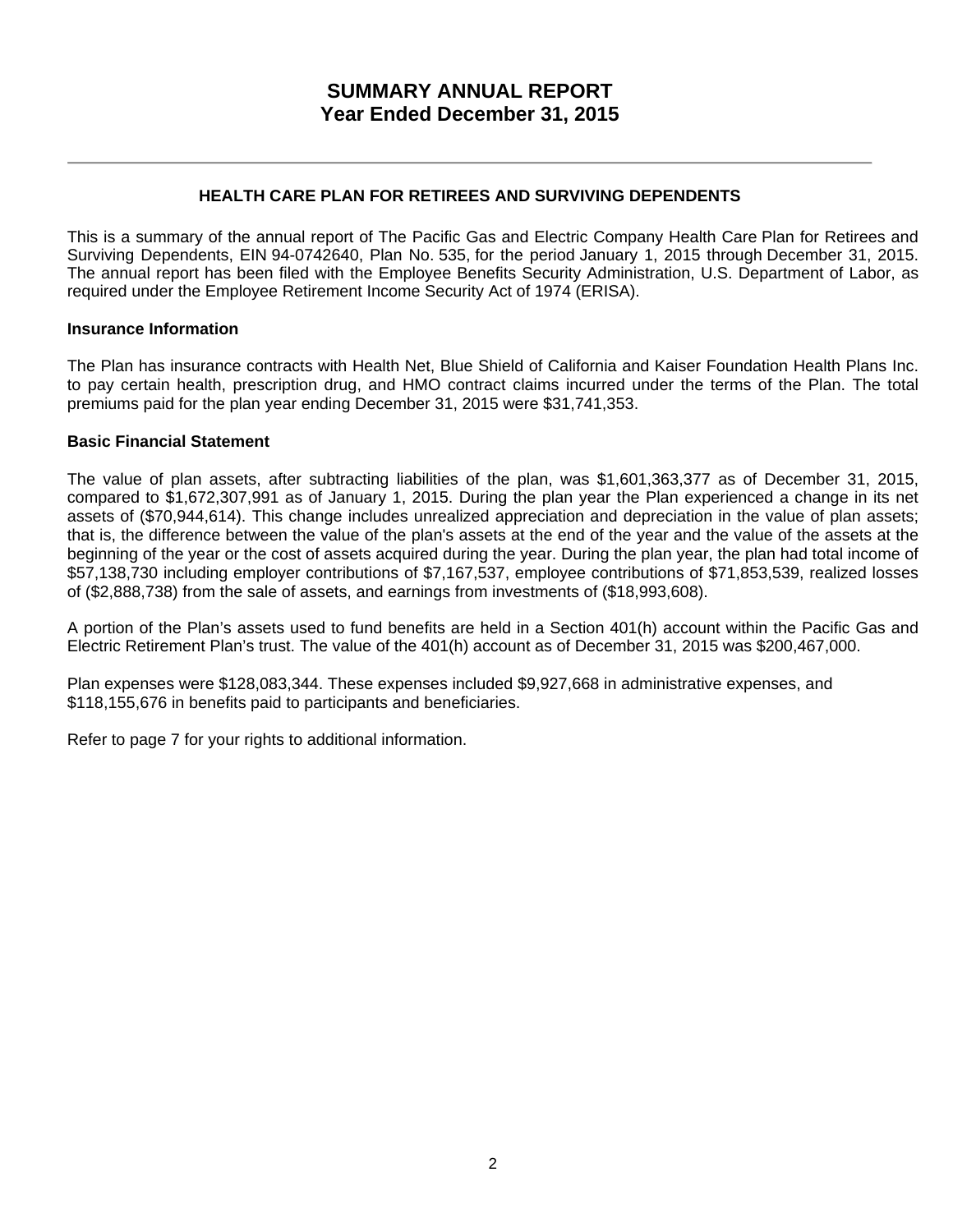# SUMMARY ANNUAL REPORT
# Year Ended December 31, 2015

---

## HEALTH CARE PLAN FOR RETIREES AND SURVIVING DEPENDENTS

This is a summary of the annual report of The Pacific Gas and Electric Company Health Care Plan for Retirees and Surviving Dependents, EIN 94-0742640, Plan No. 535, for the period January 1, 2015 through December 31, 2015. The annual report has been filed with the Employee Benefits Security Administration, U.S. Department of Labor, as required under the Employee Retirement Income Security Act of 1974 (ERISA).

### Insurance Information

The Plan has insurance contracts with Health Net, Blue Shield of California and Kaiser Foundation Health Plans Inc. to pay certain health, prescription drug, and HMO contract claims incurred under the terms of the Plan. The total premiums paid for the plan year ending December 31, 2015 were $31,741,353.

### Basic Financial Statement

The value of plan assets, after subtracting liabilities of the plan, was $1,601,363,377 as of December 31, 2015, compared to $1,672,307,991 as of January 1, 2015. During the plan year the Plan experienced a change in its net assets of ($70,944,614). This change includes unrealized appreciation and depreciation in the value of plan assets; that is, the difference between the value of the plan's assets at the end of the year and the value of the assets at the beginning of the year or the cost of assets acquired during the year. During the plan year, the plan had total income of $57,138,730 including employer contributions of $7,167,537, employee contributions of $71,853,539, realized losses of ($2,888,738) from the sale of assets, and earnings from investments of ($18,993,608).

A portion of the Plan's assets used to fund benefits are held in a Section 401(h) account within the Pacific Gas and Electric Retirement Plan's trust. The value of the 401(h) account as of December 31, 2015 was $200,467,000.

Plan expenses were $128,083,344. These expenses included $9,927,668 in administrative expenses, and $118,155,676 in benefits paid to participants and beneficiaries.

Refer to page 7 for your rights to additional information.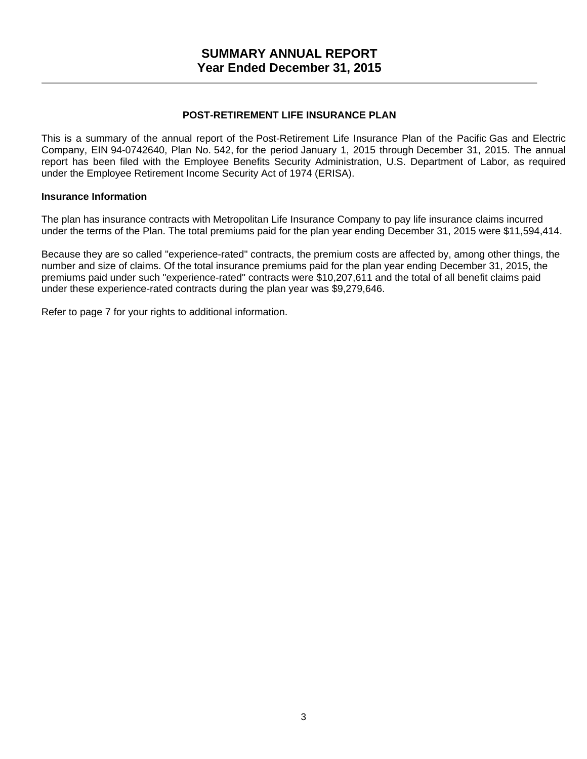# SUMMARY ANNUAL REPORT
# Year Ended December 31, 2015

## POST-RETIREMENT LIFE INSURANCE PLAN

This is a summary of the annual report of the Post-Retirement Life Insurance Plan of the Pacific Gas and Electric Company, EIN 94-0742640, Plan No. 542, for the period January 1, 2015 through December 31, 2015. The annual report has been filed with the Employee Benefits Security Administration, U.S. Department of Labor, as required under the Employee Retirement Income Security Act of 1974 (ERISA).

### Insurance Information

The plan has insurance contracts with Metropolitan Life Insurance Company to pay life insurance claims incurred under the terms of the Plan. The total premiums paid for the plan year ending December 31, 2015 were $11,594,414.

Because they are so called "experience-rated" contracts, the premium costs are affected by, among other things, the number and size of claims. Of the total insurance premiums paid for the plan year ending December 31, 2015, the premiums paid under such "experience-rated" contracts were $10,207,611 and the total of all benefit claims paid under these experience-rated contracts during the plan year was $9,279,646.

Refer to page 7 for your rights to additional information.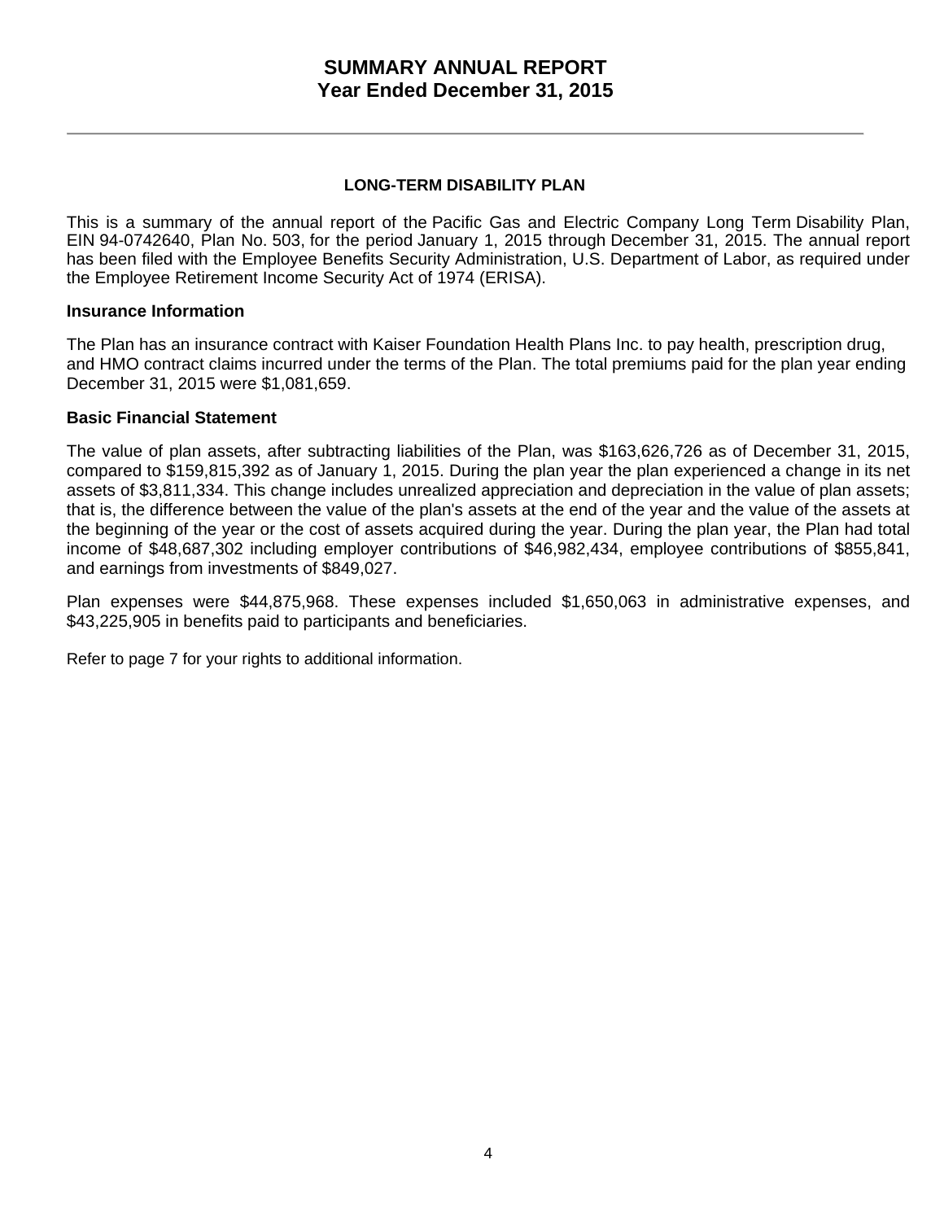# SUMMARY ANNUAL REPORT
# Year Ended December 31, 2015

## LONG-TERM DISABILITY PLAN

This is a summary of the annual report of the Pacific Gas and Electric Company Long Term Disability Plan, EIN 94-0742640, Plan No. 503, for the period January 1, 2015 through December 31, 2015. The annual report has been filed with the Employee Benefits Security Administration, U.S. Department of Labor, as required under the Employee Retirement Income Security Act of 1974 (ERISA).

### Insurance Information

The Plan has an insurance contract with Kaiser Foundation Health Plans Inc. to pay health, prescription drug, and HMO contract claims incurred under the terms of the Plan. The total premiums paid for the plan year ending December 31, 2015 were $1,081,659.

### Basic Financial Statement

The value of plan assets, after subtracting liabilities of the Plan, was $163,626,726 as of December 31, 2015, compared to $159,815,392 as of January 1, 2015. During the plan year the plan experienced a change in its net assets of $3,811,334. This change includes unrealized appreciation and depreciation in the value of plan assets; that is, the difference between the value of the plan's assets at the end of the year and the value of the assets at the beginning of the year or the cost of assets acquired during the year. During the plan year, the Plan had total income of $48,687,302 including employer contributions of $46,982,434, employee contributions of $855,841, and earnings from investments of $849,027.

Plan expenses were $44,875,968. These expenses included $1,650,063 in administrative expenses, and $43,225,905 in benefits paid to participants and beneficiaries.

Refer to page 7 for your rights to additional information.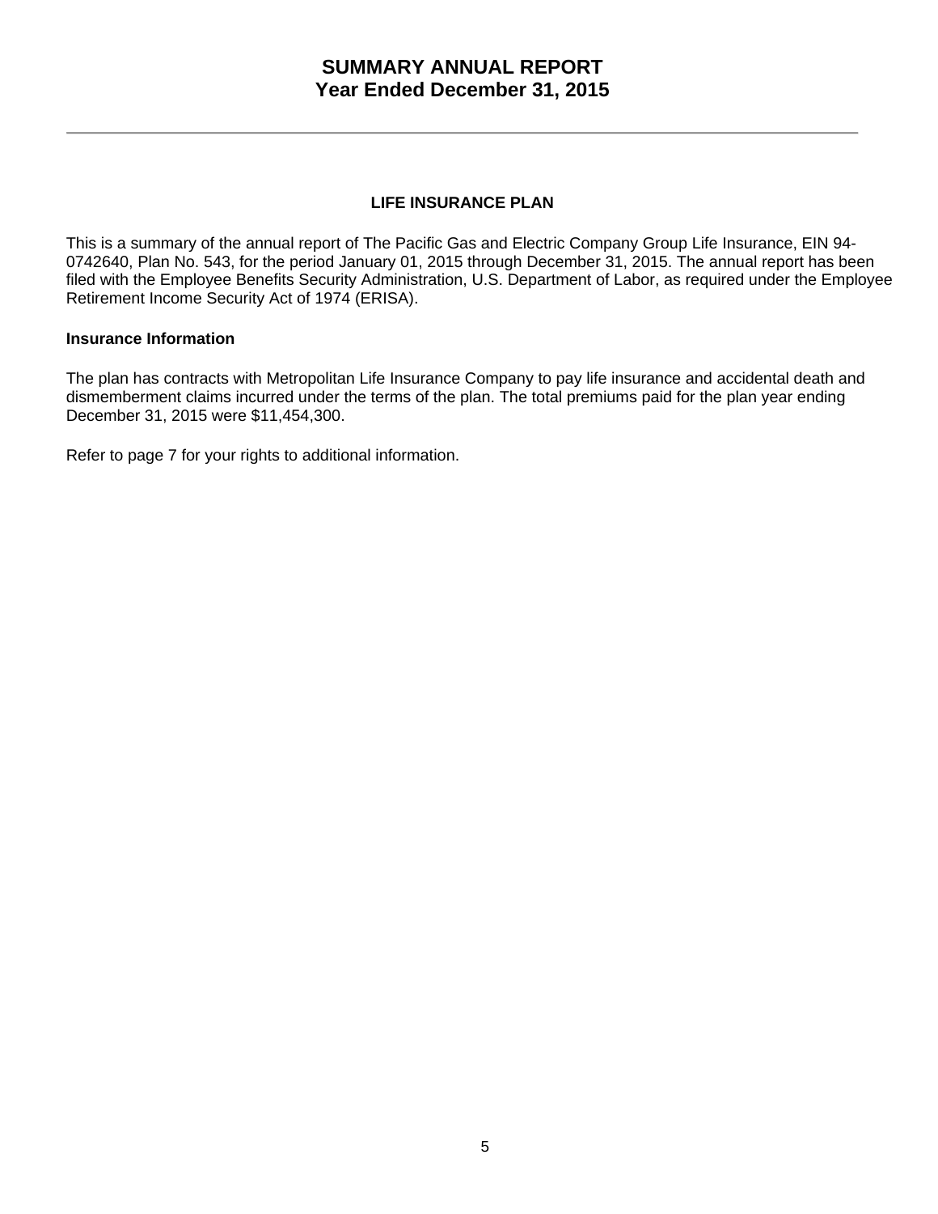# SUMMARY ANNUAL REPORT
# Year Ended December 31, 2015

## LIFE INSURANCE PLAN

This is a summary of the annual report of The Pacific Gas and Electric Company Group Life Insurance, EIN 94-0742640, Plan No. 543, for the period January 01, 2015 through December 31, 2015. The annual report has been filed with the Employee Benefits Security Administration, U.S. Department of Labor, as required under the Employee Retirement Income Security Act of 1974 (ERISA).

### Insurance Information

The plan has contracts with Metropolitan Life Insurance Company to pay life insurance and accidental death and dismemberment claims incurred under the terms of the plan. The total premiums paid for the plan year ending December 31, 2015 were $11,454,300.

Refer to page 7 for your rights to additional information.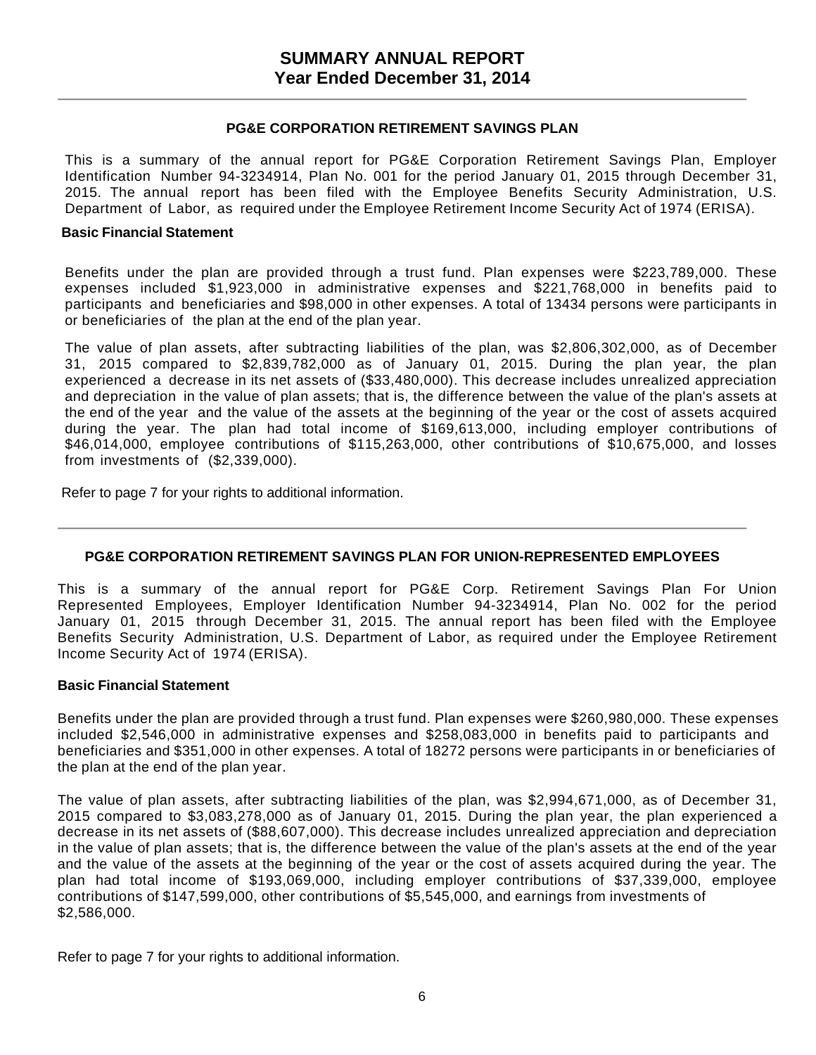# SUMMARY ANNUAL REPORT
# Year Ended December 31, 2014

## PG&E CORPORATION RETIREMENT SAVINGS PLAN

This is a summary of the annual report for PG&E Corporation Retirement Savings Plan, Employer Identification Number 94-3234914, Plan No. 001 for the period January 01, 2015 through December 31, 2015. The annual report has been filed with the Employee Benefits Security Administration, U.S. Department of Labor, as required under the Employee Retirement Income Security Act of 1974 (ERISA).

### Basic Financial Statement

Benefits under the plan are provided through a trust fund. Plan expenses were $223,789,000. These expenses included $1,923,000 in administrative expenses and $221,768,000 in benefits paid to participants and beneficiaries and $98,000 in other expenses. A total of 13434 persons were participants in or beneficiaries of the plan at the end of the plan year.

The value of plan assets, after subtracting liabilities of the plan, was $2,806,302,000, as of December 31, 2015 compared to $2,839,782,000 as of January 01, 2015. During the plan year, the plan experienced a decrease in its net assets of ($33,480,000). This decrease includes unrealized appreciation and depreciation in the value of plan assets; that is, the difference between the value of the plan's assets at the end of the year and the value of the assets at the beginning of the year or the cost of assets acquired during the year. The plan had total income of $169,613,000, including employer contributions of $46,014,000, employee contributions of $115,263,000, other contributions of $10,675,000, and losses from investments of ($2,339,000).

Refer to page 7 for your rights to additional information.

---

## PG&E CORPORATION RETIREMENT SAVINGS PLAN FOR UNION-REPRESENTED EMPLOYEES

This is a summary of the annual report for PG&E Corp. Retirement Savings Plan For Union Represented Employees, Employer Identification Number 94-3234914, Plan No. 002 for the period January 01, 2015 through December 31, 2015. The annual report has been filed with the Employee Benefits Security Administration, U.S. Department of Labor, as required under the Employee Retirement Income Security Act of 1974 (ERISA).

### Basic Financial Statement

Benefits under the plan are provided through a trust fund. Plan expenses were $260,980,000. These expenses included $2,546,000 in administrative expenses and $258,083,000 in benefits paid to participants and beneficiaries and $351,000 in other expenses. A total of 18272 persons were participants in or beneficiaries of the plan at the end of the plan year.

The value of plan assets, after subtracting liabilities of the plan, was $2,994,671,000, as of December 31, 2015 compared to $3,083,278,000 as of January 01, 2015. During the plan year, the plan experienced a decrease in its net assets of ($88,607,000). This decrease includes unrealized appreciation and depreciation in the value of plan assets; that is, the difference between the value of the plan's assets at the end of the year and the value of the assets at the beginning of the year or the cost of assets acquired during the year. The plan had total income of $193,069,000, including employer contributions of $37,339,000, employee contributions of $147,599,000, other contributions of $5,545,000, and earnings from investments of $2,586,000.

Refer to page 7 for your rights to additional information.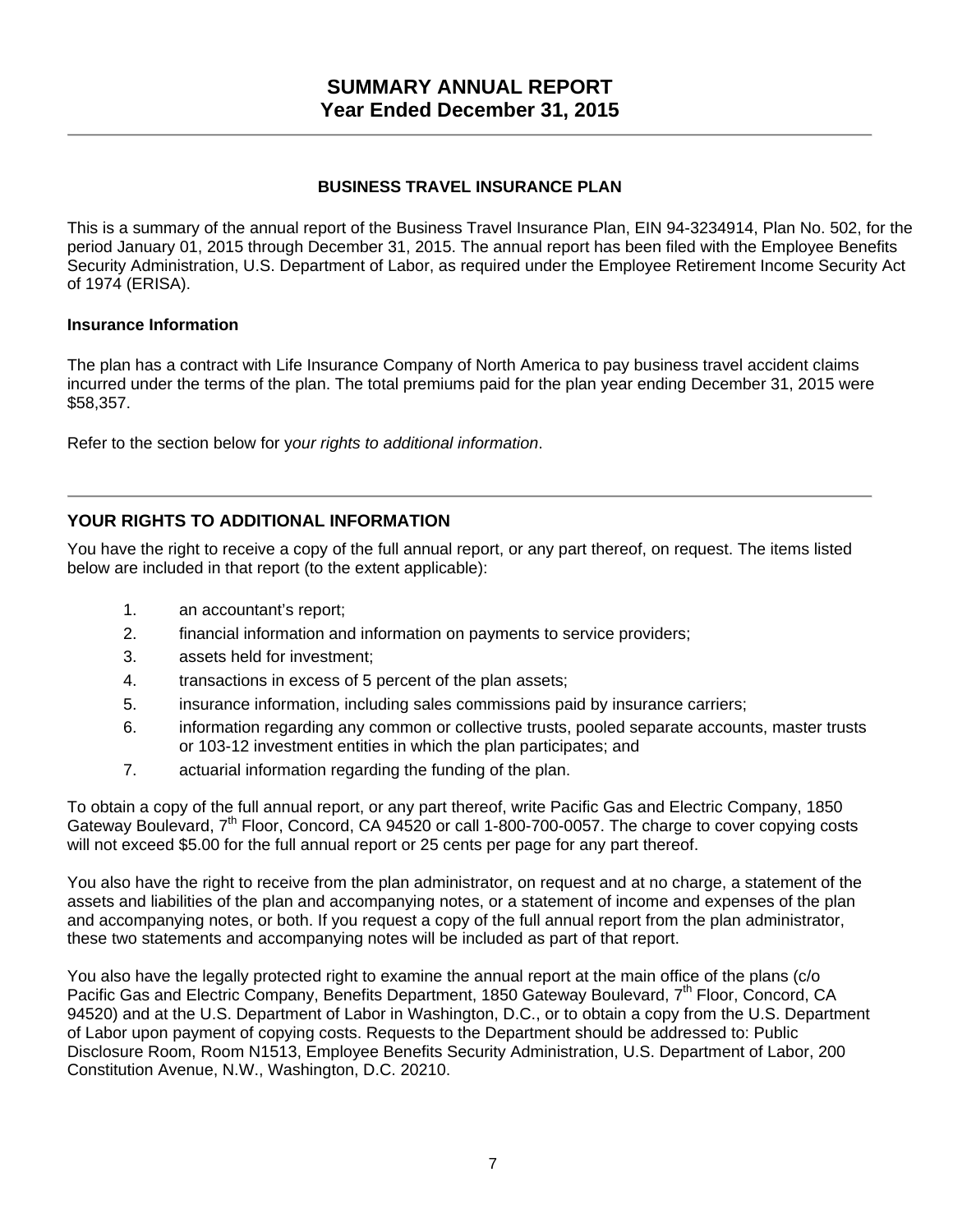# SUMMARY ANNUAL REPORT
# Year Ended December 31, 2015

## BUSINESS TRAVEL INSURANCE PLAN

This is a summary of the annual report of the Business Travel Insurance Plan, EIN 94-3234914, Plan No. 502, for the period January 01, 2015 through December 31, 2015. The annual report has been filed with the Employee Benefits Security Administration, U.S. Department of Labor, as required under the Employee Retirement Income Security Act of 1974 (ERISA).

### Insurance Information

The plan has a contract with Life Insurance Company of North America to pay business travel accident claims incurred under the terms of the plan. The total premiums paid for the plan year ending December 31, 2015 were $58,357.

Refer to the section below for y*our rights to additional information*.

## YOUR RIGHTS TO ADDITIONAL INFORMATION

You have the right to receive a copy of the full annual report, or any part thereof, on request. The items listed below are included in that report (to the extent applicable):

1. an accountant's report;
2. financial information and information on payments to service providers;
3. assets held for investment;
4. transactions in excess of 5 percent of the plan assets;
5. insurance information, including sales commissions paid by insurance carriers;
6. information regarding any common or collective trusts, pooled separate accounts, master trusts or 103-12 investment entities in which the plan participates; and
7. actuarial information regarding the funding of the plan.

To obtain a copy of the full annual report, or any part thereof, write Pacific Gas and Electric Company, 1850 Gateway Boulevard, 7th Floor, Concord, CA 94520 or call 1-800-700-0057. The charge to cover copying costs will not exceed $5.00 for the full annual report or 25 cents per page for any part thereof.

You also have the right to receive from the plan administrator, on request and at no charge, a statement of the assets and liabilities of the plan and accompanying notes, or a statement of income and expenses of the plan and accompanying notes, or both. If you request a copy of the full annual report from the plan administrator, these two statements and accompanying notes will be included as part of that report.

You also have the legally protected right to examine the annual report at the main office of the plans (c/o Pacific Gas and Electric Company, Benefits Department, 1850 Gateway Boulevard, 7th Floor, Concord, CA 94520) and at the U.S. Department of Labor in Washington, D.C., or to obtain a copy from the U.S. Department of Labor upon payment of copying costs. Requests to the Department should be addressed to: Public Disclosure Room, Room N1513, Employee Benefits Security Administration, U.S. Department of Labor, 200 Constitution Avenue, N.W., Washington, D.C. 20210.